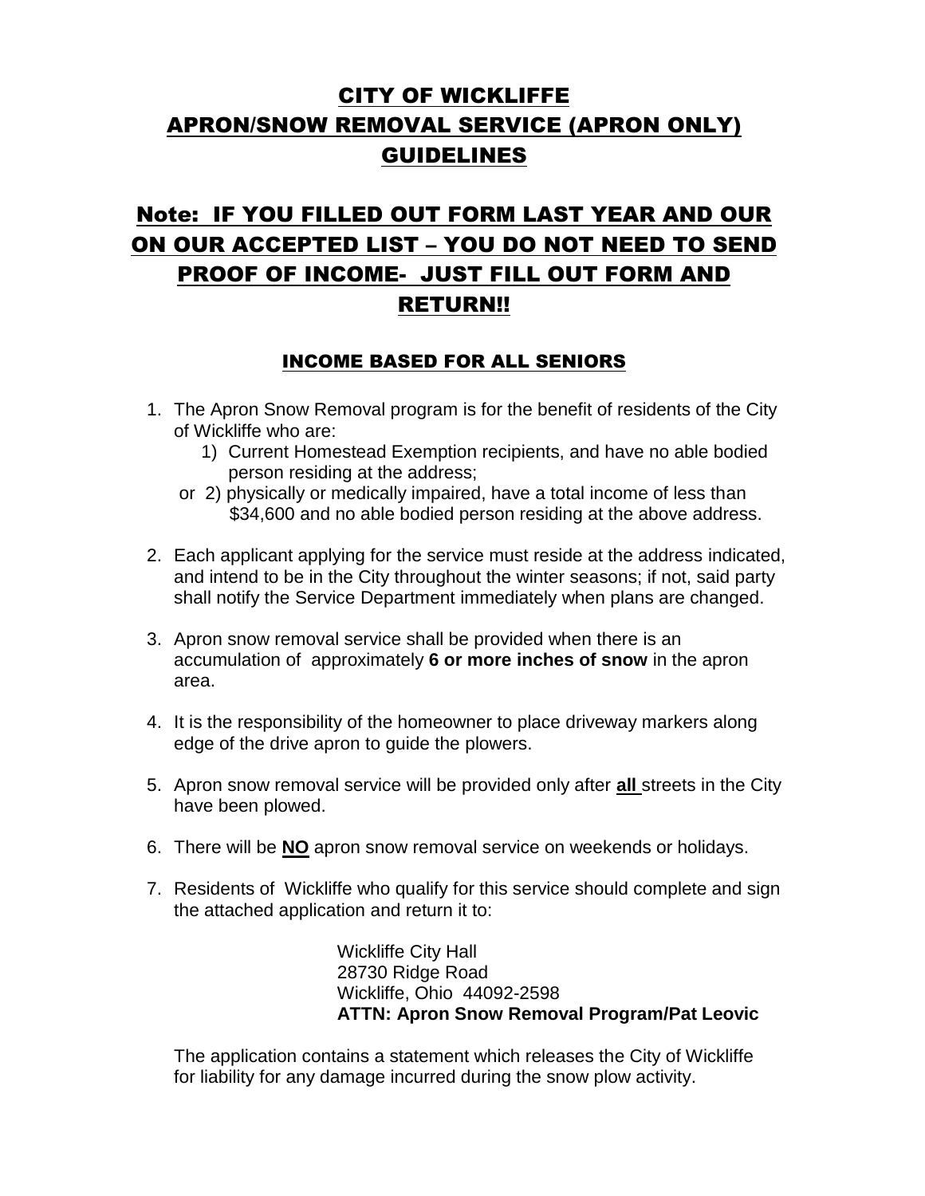# CITY OF WICKLIFFE
# APRON/SNOW REMOVAL SERVICE (APRON ONLY) GUIDELINES

## Note: IF YOU FILLED OUT FORM LAST YEAR AND OUR ON OUR ACCEPTED LIST – YOU DO NOT NEED TO SEND PROOF OF INCOME- JUST FILL OUT FORM AND RETURN!!

### INCOME BASED FOR ALL SENIORS

1. The Apron Snow Removal program is for the benefit of residents of the City of Wickliffe who are:
   1) Current Homestead Exemption recipients, and have no able bodied person residing at the address;
   
   or 2) physically or medically impaired, have a total income of less than $34,600 and no able bodied person residing at the above address.

2. Each applicant applying for the service must reside at the address indicated, and intend to be in the City throughout the winter seasons; if not, said party shall notify the Service Department immediately when plans are changed.

3. Apron snow removal service shall be provided when there is an accumulation of approximately **6 or more inches of snow** in the apron area.

4. It is the responsibility of the homeowner to place driveway markers along edge of the drive apron to guide the plowers.

5. Apron snow removal service will be provided only after **all** streets in the City have been plowed.

6. There will be **NO** apron snow removal service on weekends or holidays.

7. Residents of Wickliffe who qualify for this service should complete and sign the attached application and return it to:

   Wickliffe City Hall  
   28730 Ridge Road  
   Wickliffe, Ohio 44092-2598  
   **ATTN: Apron Snow Removal Program/Pat Leovic**

   The application contains a statement which releases the City of Wickliffe for liability for any damage incurred during the snow plow activity.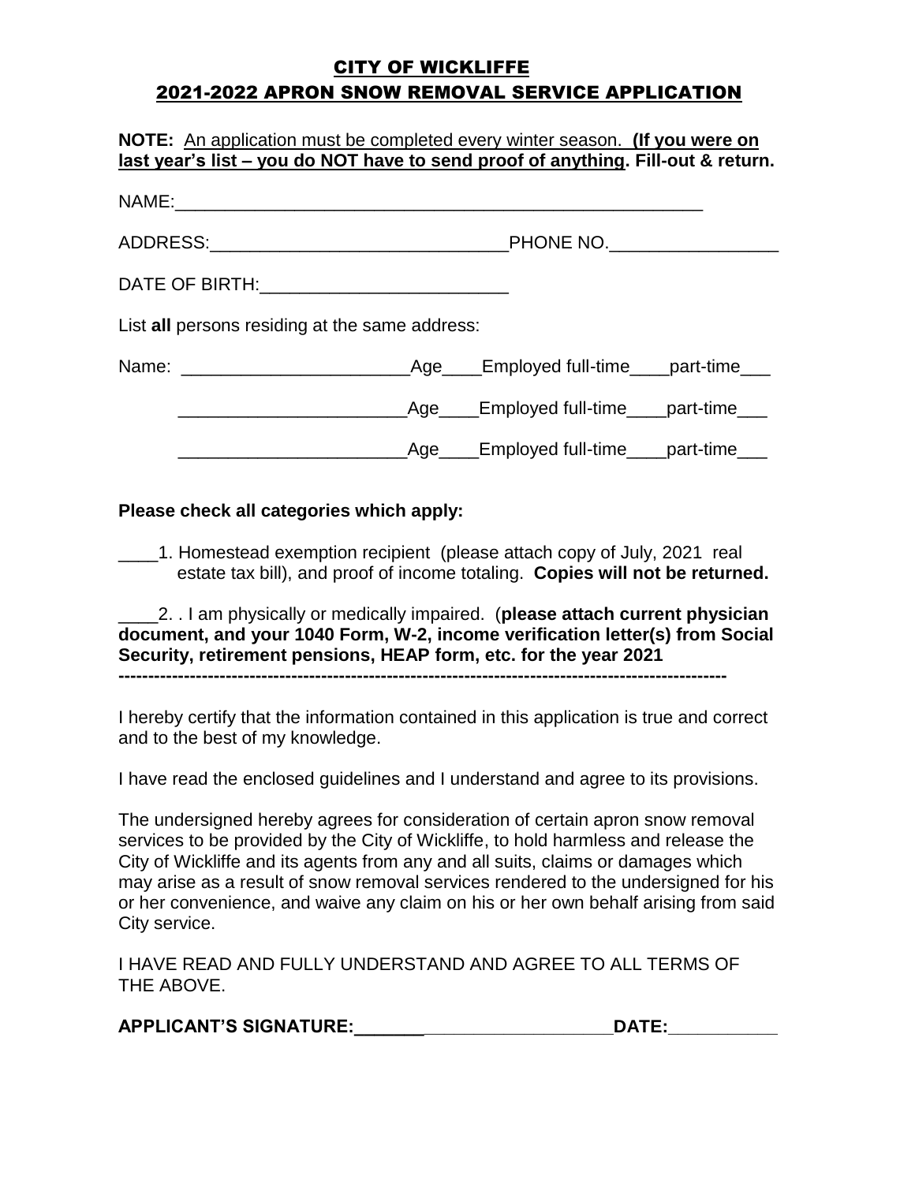# CITY OF WICKLIFFE
## 2021-2022 APRON SNOW REMOVAL SERVICE APPLICATION

**NOTE:** An application must be completed every winter season. **(If you were on last year's list – you do NOT have to send proof of anything. Fill-out & return.**

NAME:_______________________________________________________

ADDRESS:______________________________PHONE NO._________________

DATE OF BIRTH:_________________________

List **all** persons residing at the same address:

Name: _______________________Age____Employed full-time____part-time___

_______________________Age____Employed full-time____part-time___

_______________________Age____Employed full-time____part-time___

**Please check all categories which apply:**

____1. Homestead exemption recipient (please attach copy of July, 2021 real estate tax bill), and proof of income totaling. **Copies will not be returned.**

____2. . I am physically or medically impaired. (**please attach current physician document, and your 1040 Form, W-2, income verification letter(s) from Social Security, retirement pensions, HEAP form, etc. for the year 2021**

---

I hereby certify that the information contained in this application is true and correct and to the best of my knowledge.

I have read the enclosed guidelines and I understand and agree to its provisions.

The undersigned hereby agrees for consideration of certain apron snow removal services to be provided by the City of Wickliffe, to hold harmless and release the City of Wickliffe and its agents from any and all suits, claims or damages which may arise as a result of snow removal services rendered to the undersigned for his or her convenience, and waive any claim on his or her own behalf arising from said City service.

I HAVE READ AND FULLY UNDERSTAND AND AGREE TO ALL TERMS OF THE ABOVE.

**APPLICANT'S SIGNATURE:**__________________________**DATE:**___________